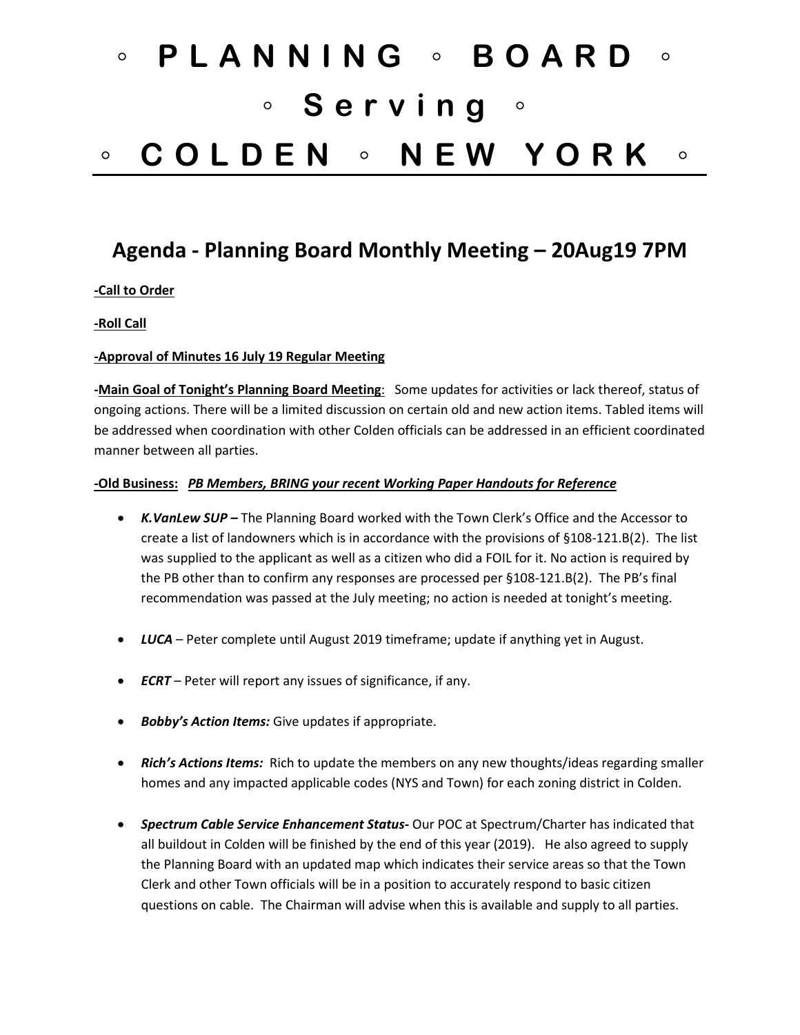# ◦ P L A N N I N G ◦ B O A R D ◦
# ◦ S e r v i n g ◦
# ◦ C O L D E N ◦ N E W Y O R K ◦

## Agenda - Planning Board Monthly Meeting – 20Aug19 7PM

**-Call to Order**

**-Roll Call**

**-Approval of Minutes 16 July 19 Regular Meeting**

**-Main Goal of Tonight's Planning Board Meeting**: Some updates for activities or lack thereof, status of ongoing actions. There will be a limited discussion on certain old and new action items. Tabled items will be addressed when coordination with other Colden officials can be addressed in an efficient coordinated manner between all parties.

**-Old Business:** ***PB Members, BRING your recent Working Paper Handouts for Reference***

- ***K.VanLew SUP –*** The Planning Board worked with the Town Clerk's Office and the Accessor to create a list of landowners which is in accordance with the provisions of §108-121.B(2). The list was supplied to the applicant as well as a citizen who did a FOIL for it. No action is required by the PB other than to confirm any responses are processed per §108-121.B(2). The PB's final recommendation was passed at the July meeting; no action is needed at tonight's meeting.

- ***LUCA*** – Peter complete until August 2019 timeframe; update if anything yet in August.

- ***ECRT*** – Peter will report any issues of significance, if any.

- ***Bobby's Action Items:*** Give updates if appropriate.

- ***Rich's Actions Items:*** Rich to update the members on any new thoughts/ideas regarding smaller homes and any impacted applicable codes (NYS and Town) for each zoning district in Colden.

- ***Spectrum Cable Service Enhancement Status-*** Our POC at Spectrum/Charter has indicated that all buildout in Colden will be finished by the end of this year (2019). He also agreed to supply the Planning Board with an updated map which indicates their service areas so that the Town Clerk and other Town officials will be in a position to accurately respond to basic citizen questions on cable. The Chairman will advise when this is available and supply to all parties.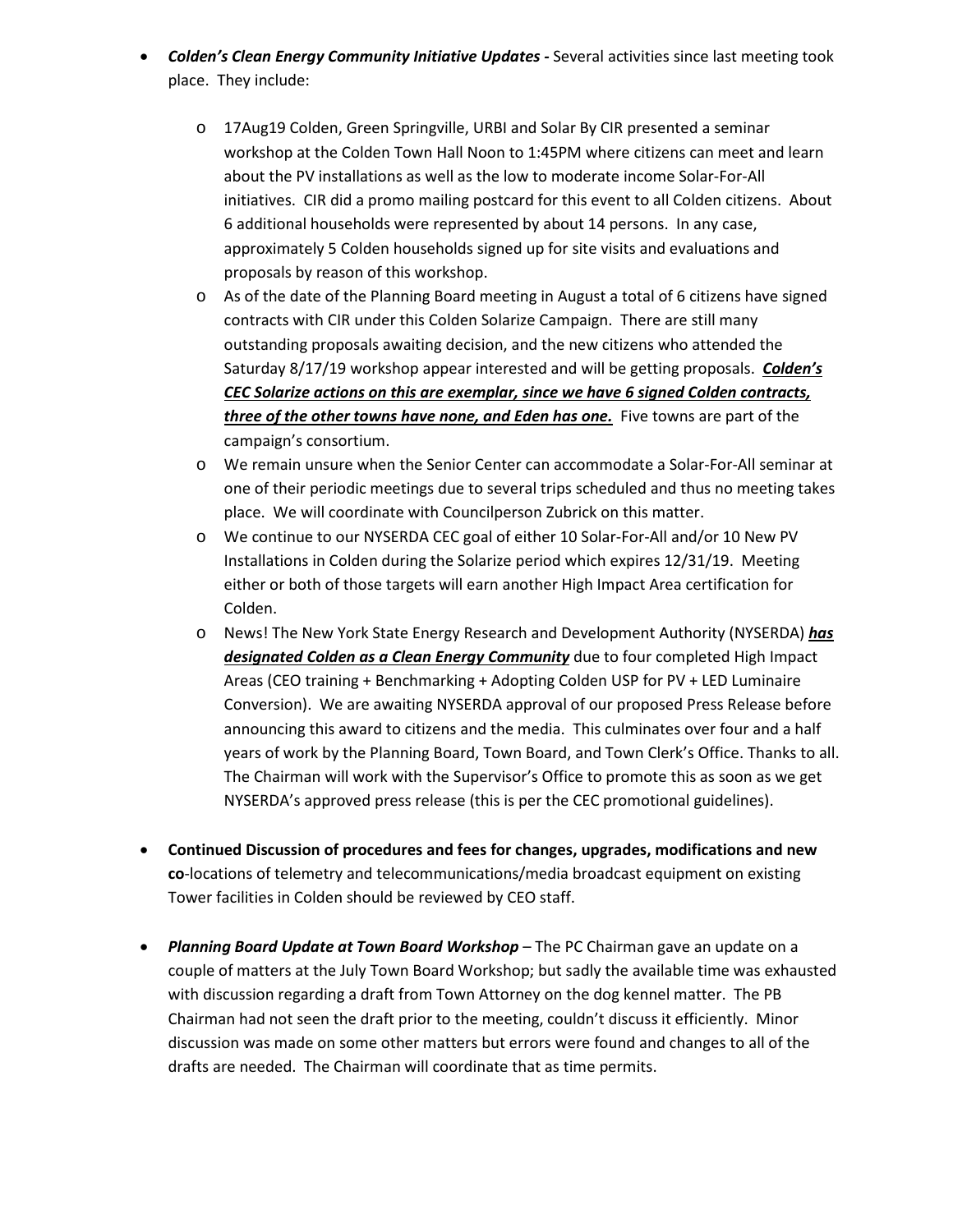- ***Colden's Clean Energy Community Initiative Updates -*** Several activities since last meeting took place. They include:

  - 17Aug19 Colden, Green Springville, URBI and Solar By CIR presented a seminar workshop at the Colden Town Hall Noon to 1:45PM where citizens can meet and learn about the PV installations as well as the low to moderate income Solar-For-All initiatives. CIR did a promo mailing postcard for this event to all Colden citizens. About 6 additional households were represented by about 14 persons. In any case, approximately 5 Colden households signed up for site visits and evaluations and proposals by reason of this workshop.
  - As of the date of the Planning Board meeting in August a total of 6 citizens have signed contracts with CIR under this Colden Solarize Campaign. There are still many outstanding proposals awaiting decision, and the new citizens who attended the Saturday 8/17/19 workshop appear interested and will be getting proposals. ***<u>Colden's CEC Solarize actions on this are exemplar, since we have 6 signed Colden contracts, three of the other towns have none, and Eden has one.</u>*** Five towns are part of the campaign's consortium.
  - We remain unsure when the Senior Center can accommodate a Solar-For-All seminar at one of their periodic meetings due to several trips scheduled and thus no meeting takes place. We will coordinate with Councilperson Zubrick on this matter.
  - We continue to our NYSERDA CEC goal of either 10 Solar-For-All and/or 10 New PV Installations in Colden during the Solarize period which expires 12/31/19. Meeting either or both of those targets will earn another High Impact Area certification for Colden.
  - News! The New York State Energy Research and Development Authority (NYSERDA) ***<u>has designated Colden as a Clean Energy Community</u>*** due to four completed High Impact Areas (CEO training + Benchmarking + Adopting Colden USP for PV + LED Luminaire Conversion). We are awaiting NYSERDA approval of our proposed Press Release before announcing this award to citizens and the media. This culminates over four and a half years of work by the Planning Board, Town Board, and Town Clerk's Office. Thanks to all. The Chairman will work with the Supervisor's Office to promote this as soon as we get NYSERDA's approved press release (this is per the CEC promotional guidelines).

- **Continued Discussion of procedures and fees for changes, upgrades, modifications and new co**-locations of telemetry and telecommunications/media broadcast equipment on existing Tower facilities in Colden should be reviewed by CEO staff.

- ***Planning Board Update at Town Board Workshop*** – The PC Chairman gave an update on a couple of matters at the July Town Board Workshop; but sadly the available time was exhausted with discussion regarding a draft from Town Attorney on the dog kennel matter. The PB Chairman had not seen the draft prior to the meeting, couldn't discuss it efficiently. Minor discussion was made on some other matters but errors were found and changes to all of the drafts are needed. The Chairman will coordinate that as time permits.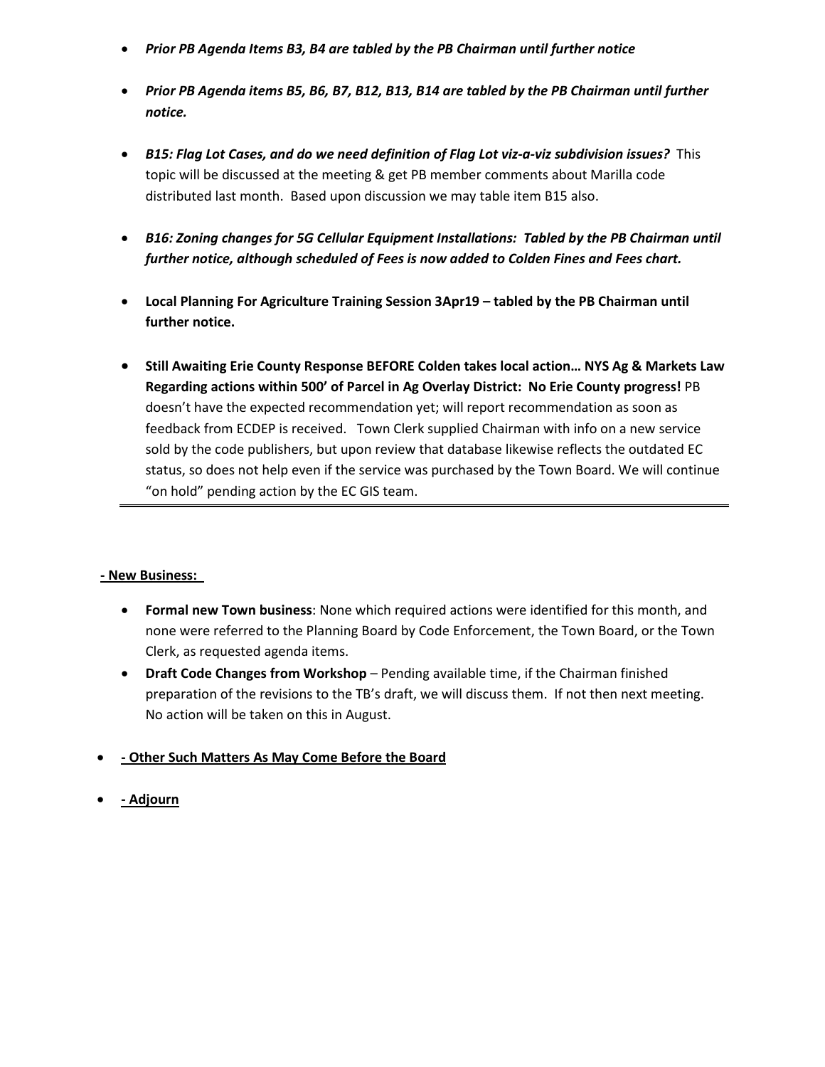- ***Prior PB Agenda Items B3, B4 are tabled by the PB Chairman until further notice***

- ***Prior PB Agenda items B5, B6, B7, B12, B13, B14 are tabled by the PB Chairman until further notice.***

- ***B15: Flag Lot Cases, and do we need definition of Flag Lot viz-a-viz subdivision issues?*** This topic will be discussed at the meeting & get PB member comments about Marilla code distributed last month. Based upon discussion we may table item B15 also.

- ***B16: Zoning changes for 5G Cellular Equipment Installations: Tabled by the PB Chairman until further notice, although scheduled of Fees is now added to Colden Fines and Fees chart.***

- **Local Planning For Agriculture Training Session 3Apr19 – tabled by the PB Chairman until further notice.**

- **Still Awaiting Erie County Response BEFORE Colden takes local action… NYS Ag & Markets Law Regarding actions within 500' of Parcel in Ag Overlay District: No Erie County progress!** PB doesn't have the expected recommendation yet; will report recommendation as soon as feedback from ECDEP is received. Town Clerk supplied Chairman with info on a new service sold by the code publishers, but upon review that database likewise reflects the outdated EC status, so does not help even if the service was purchased by the Town Board. We will continue "on hold" pending action by the EC GIS team.

---

**- New Business:**

- **Formal new Town business**: None which required actions were identified for this month, and none were referred to the Planning Board by Code Enforcement, the Town Board, or the Town Clerk, as requested agenda items.
- **Draft Code Changes from Workshop** – Pending available time, if the Chairman finished preparation of the revisions to the TB's draft, we will discuss them. If not then next meeting. No action will be taken on this in August.

- **- Other Such Matters As May Come Before the Board**

- **- Adjourn**